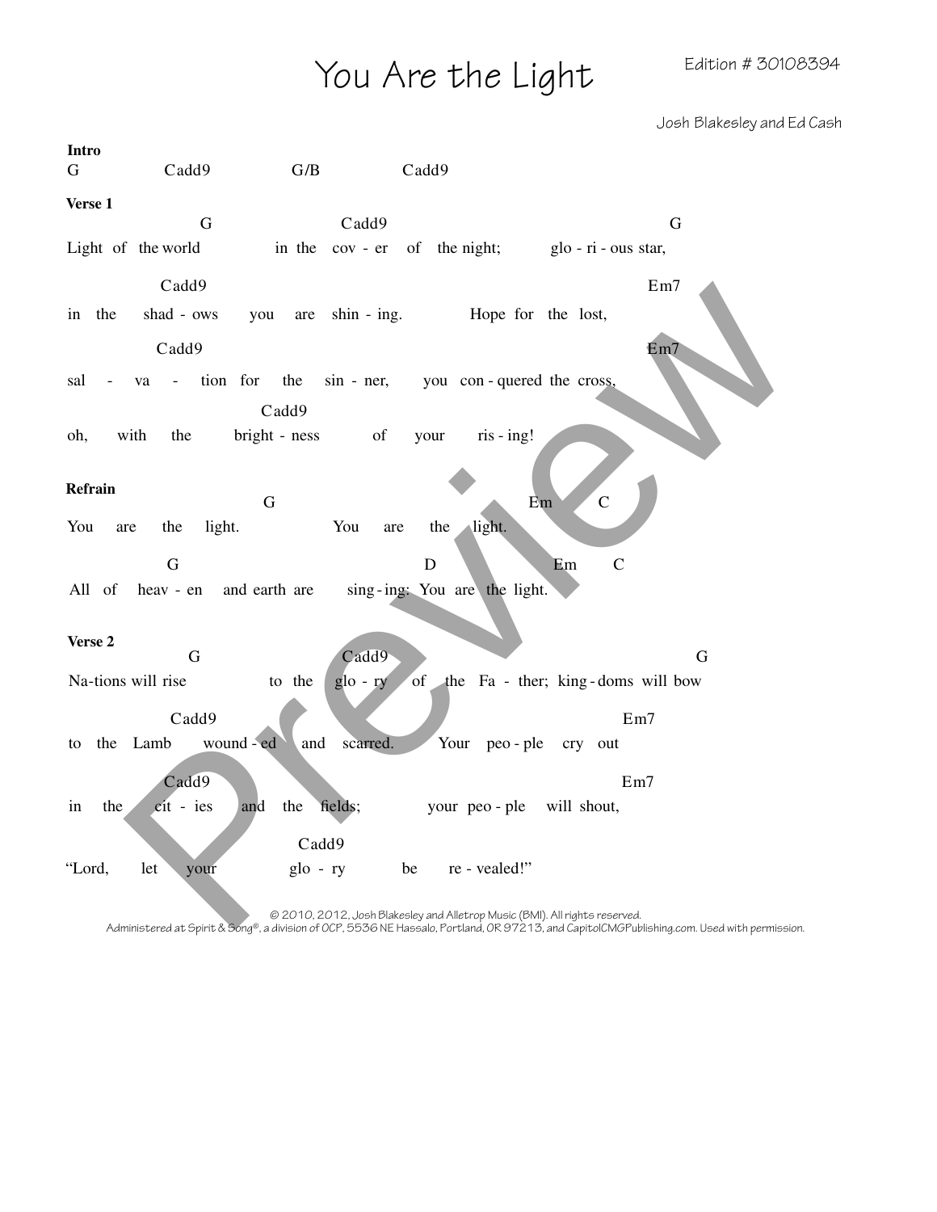# You Are the Light

Edition # 30108394

Josh Blakesley and Ed Cash

**Intro**

```
G            Cadd9           G/B           Cadd9
```

**Verse 1**

```
                 G                       Cadd9                                   G
Light  of  the world           in  the   cov - er    of   the night;         glo - ri - ous star,

             Cadd9                                                                   Em7
in   the     shad - ows      you    are    shin - ing.           Hope  for   the  lost,

             Cadd9                                                                   Em7
sal    -    va    -    tion  for    the    sin - ner,       you  con - quered  the  cross,

                         Cadd9
oh,      with      the        bright - ness          of      your       ris - ing!
```

**Refrain**

```
                              G                                        Em          C
You     are     the     light.               You     are     the     light.

              G                                       D                  Em        C
All   of    heav - en    and earth  are       sing - ing;  You  are  the  light.
```

**Verse 2**

```
               G                         Cadd9                                      G
Na-tions will rise              to  the    glo - ry    of    the   Fa  -  ther;  king - doms  will bow

               Cadd9                                                              Em7
to   the   Lamb      wound - ed     and    scarred.        Your    peo - ple    cry   out

              Cadd9                                                               Em7
in     the       cit  -  ies      and     the    fields;            your  peo - ple     will  shout,

                                  Cadd9
"Lord,       let      your              glo  -  ry            be       re - vealed!"
```

© 2010, 2012, Josh Blakesley and Alletrop Music (BMI). All rights reserved.
Administered at Spirit & Song®, a division of OCP, 5536 NE Hassalo, Portland, OR 97213, and CapitolCMGPublishing.com. Used with permission.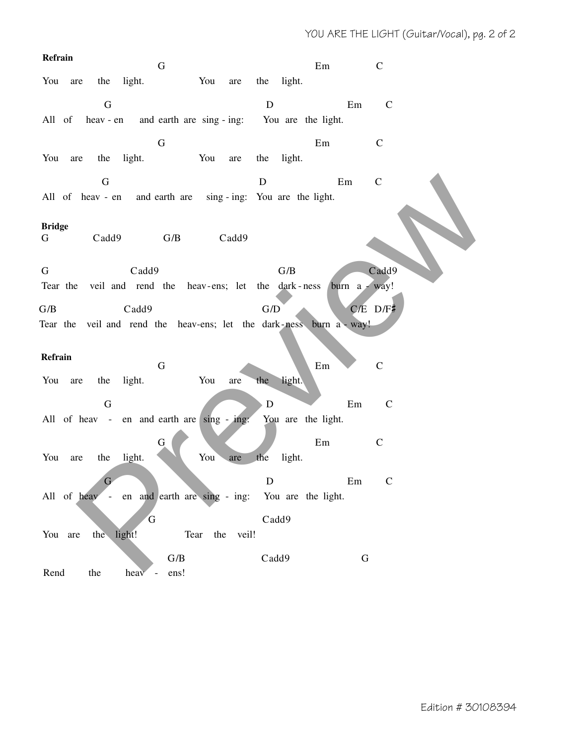**Refrain**

```
                        G                                     Em         C
You   are   the   light.          You   are   the   light.

            G                               D               Em       C
All  of   heav - en    and earth  are  sing - ing:    You  are  the light.

                        G                                     Em         C
You   are   the   light.          You   are   the   light.

            G                              D               Em       C
All  of   heav - en    and earth  are   sing - ing:  You  are  the light.
```

**Bridge**

```
G          Cadd9         G/B         Cadd9


G                  Cadd9                            G/B                 Cadd9
Tear  the   veil  and   rend  the   heav-ens;  let   the  dark - ness   burn  a - way!

G/B              Cadd9                          G/D                C/E  D/F#
Tear  the   veil and   rend  the   heav-ens;  let   the  dark-ness   burn  a - way!
```

**Refrain**

```
                        G                                     Em         C
You   are   the   light.          You   are   the   light.

            G                               D               Em       C
All   of  heav  -  en  and earth  are  sing  -  ing:   You  are  the light.

                        G                                     Em         C
You   are   the   light.          You   are   the   light.

            G                               D               Em       C
All   of  heav  -  en  and earth  are  sing  -  ing:   You  are  the light.

                      G                          Cadd9
You   are   the   light!          Tear   the   veil!

                        G/B                  Cadd9              G
Rend      the      heav   -   ens!
```

Edition # 30108394